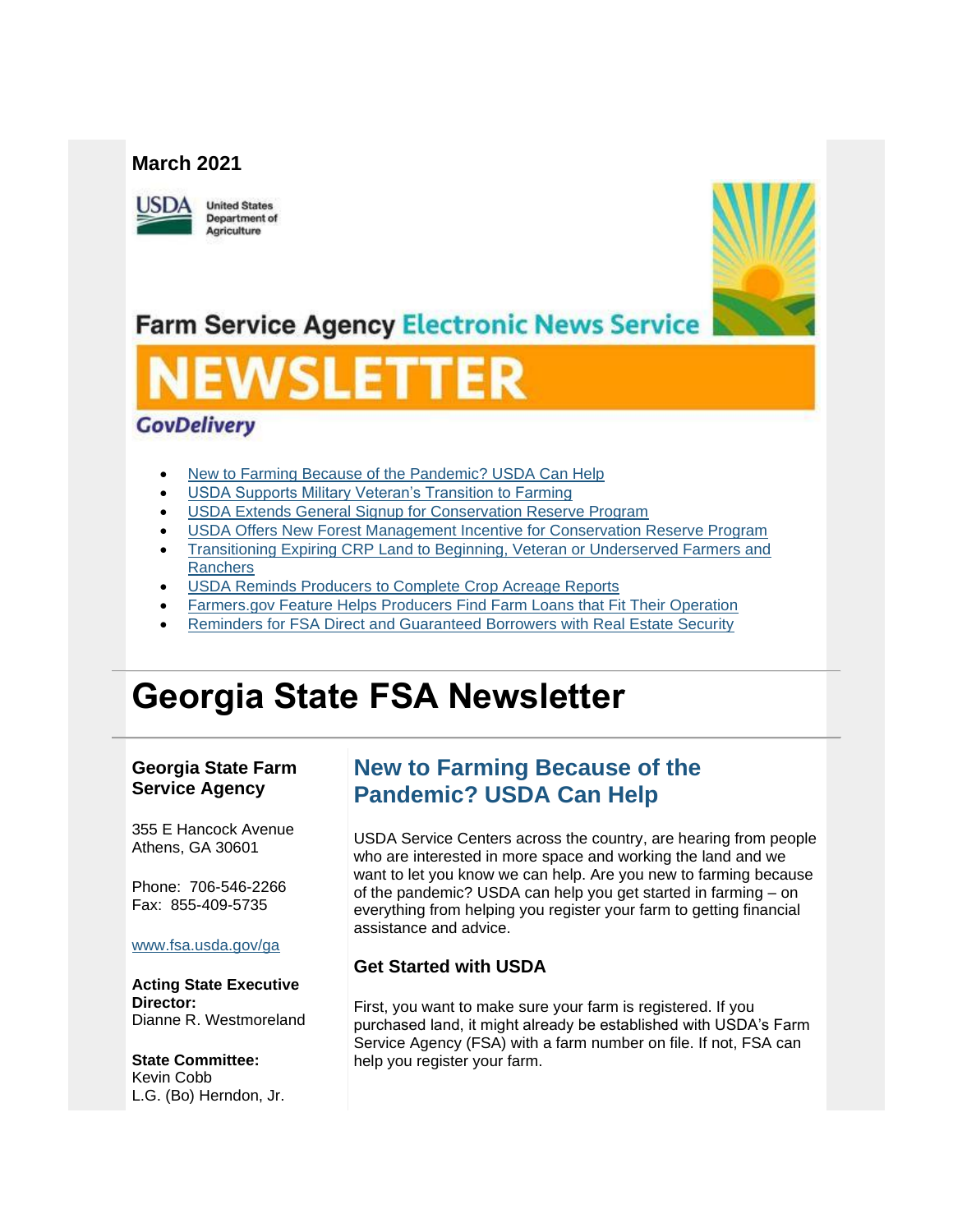March 2021

Farm Service Agency Electronic News Service

# NEWSLETTER

GovDelivery

- New to Farming Because of the Pandemic? USDA Can Help
- USDA Supports Military Veteran's Transition to Farming
- USDA Extends General Signup for Conservation Reserve Program
- USDA Offers New Forest Management Incentive for Conservation Reserve Program
- Transitioning Expiring CRP Land to Beginning, Veteran or Underserved Farmers and Ranchers
- USDA Reminds Producers to Complete Crop Acreage Reports
- Farmers.gov Feature Helps Producers Find Farm Loans that Fit Their Operation
- Reminders for FSA Direct and Guaranteed Borrowers with Real Estate Security

# Georgia State FSA Newsletter

**Georgia State Farm Service Agency**

355 E Hancock Avenue
Athens, GA 30601

Phone: 706-546-2266
Fax: 855-409-5735

www.fsa.usda.gov/ga

**Acting State Executive Director:**
Dianne R. Westmoreland

**State Committee:**
Kevin Cobb
L.G. (Bo) Herndon, Jr.

## New to Farming Because of the Pandemic? USDA Can Help

USDA Service Centers across the country, are hearing from people who are interested in more space and working the land and we want to let you know we can help. Are you new to farming because of the pandemic? USDA can help you get started in farming – on everything from helping you register your farm to getting financial assistance and advice.

### Get Started with USDA

First, you want to make sure your farm is registered. If you purchased land, it might already be established with USDA's Farm Service Agency (FSA) with a farm number on file. If not, FSA can help you register your farm.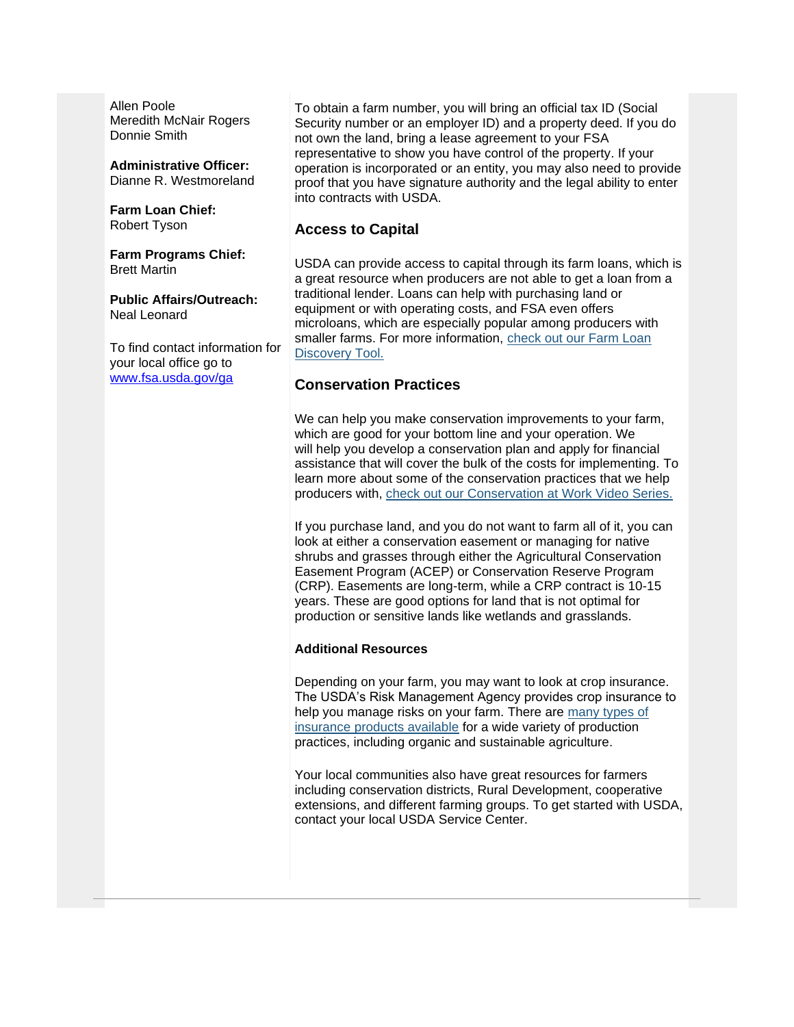Allen Poole
Meredith McNair Rogers
Donnie Smith

**Administrative Officer:**
Dianne R. Westmoreland

**Farm Loan Chief:**
Robert Tyson

**Farm Programs Chief:**
Brett Martin

**Public Affairs/Outreach:**
Neal Leonard

To find contact information for your local office go to [www.fsa.usda.gov/ga](www.fsa.usda.gov/ga)

To obtain a farm number, you will bring an official tax ID (Social Security number or an employer ID) and a property deed. If you do not own the land, bring a lease agreement to your FSA representative to show you have control of the property. If your operation is incorporated or an entity, you may also need to provide proof that you have signature authority and the legal ability to enter into contracts with USDA.

## Access to Capital

USDA can provide access to capital through its farm loans, which is a great resource when producers are not able to get a loan from a traditional lender. Loans can help with purchasing land or equipment or with operating costs, and FSA even offers microloans, which are especially popular among producers with smaller farms. For more information, check out our Farm Loan Discovery Tool.

## Conservation Practices

We can help you make conservation improvements to your farm, which are good for your bottom line and your operation. We will help you develop a conservation plan and apply for financial assistance that will cover the bulk of the costs for implementing. To learn more about some of the conservation practices that we help producers with, check out our Conservation at Work Video Series.

If you purchase land, and you do not want to farm all of it, you can look at either a conservation easement or managing for native shrubs and grasses through either the Agricultural Conservation Easement Program (ACEP) or Conservation Reserve Program (CRP). Easements are long-term, while a CRP contract is 10-15 years. These are good options for land that is not optimal for production or sensitive lands like wetlands and grasslands.

### Additional Resources

Depending on your farm, you may want to look at crop insurance. The USDA's Risk Management Agency provides crop insurance to help you manage risks on your farm. There are many types of insurance products available for a wide variety of production practices, including organic and sustainable agriculture.

Your local communities also have great resources for farmers including conservation districts, Rural Development, cooperative extensions, and different farming groups. To get started with USDA, contact your local USDA Service Center.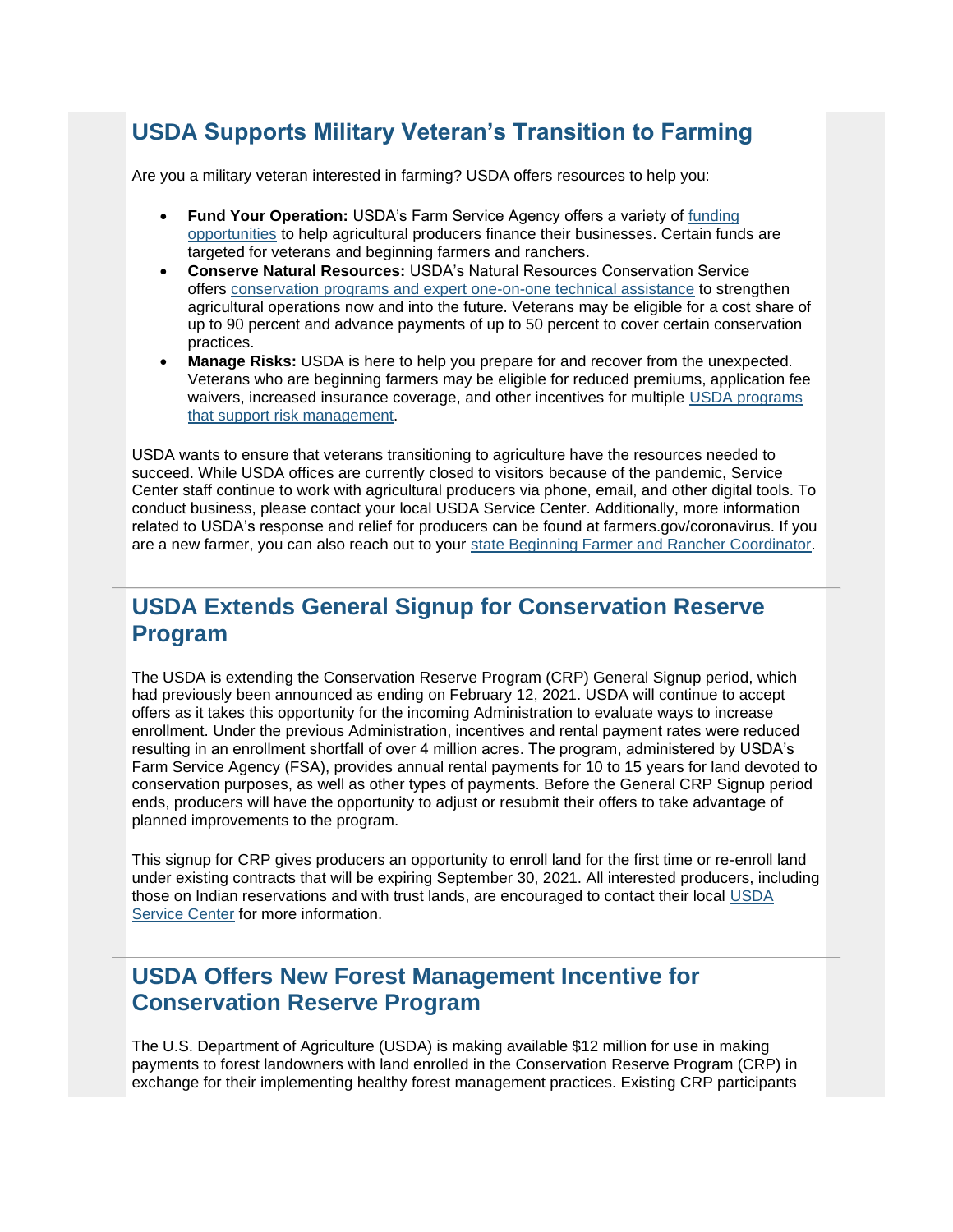## USDA Supports Military Veteran's Transition to Farming

Are you a military veteran interested in farming? USDA offers resources to help you:

- **Fund Your Operation:** USDA's Farm Service Agency offers a variety of funding opportunities to help agricultural producers finance their businesses. Certain funds are targeted for veterans and beginning farmers and ranchers.
- **Conserve Natural Resources:** USDA's Natural Resources Conservation Service offers conservation programs and expert one-on-one technical assistance to strengthen agricultural operations now and into the future. Veterans may be eligible for a cost share of up to 90 percent and advance payments of up to 50 percent to cover certain conservation practices.
- **Manage Risks:** USDA is here to help you prepare for and recover from the unexpected. Veterans who are beginning farmers may be eligible for reduced premiums, application fee waivers, increased insurance coverage, and other incentives for multiple USDA programs that support risk management.

USDA wants to ensure that veterans transitioning to agriculture have the resources needed to succeed. While USDA offices are currently closed to visitors because of the pandemic, Service Center staff continue to work with agricultural producers via phone, email, and other digital tools. To conduct business, please contact your local USDA Service Center. Additionally, more information related to USDA's response and relief for producers can be found at farmers.gov/coronavirus. If you are a new farmer, you can also reach out to your state Beginning Farmer and Rancher Coordinator.

---

## USDA Extends General Signup for Conservation Reserve Program

The USDA is extending the Conservation Reserve Program (CRP) General Signup period, which had previously been announced as ending on February 12, 2021. USDA will continue to accept offers as it takes this opportunity for the incoming Administration to evaluate ways to increase enrollment. Under the previous Administration, incentives and rental payment rates were reduced resulting in an enrollment shortfall of over 4 million acres. The program, administered by USDA's Farm Service Agency (FSA), provides annual rental payments for 10 to 15 years for land devoted to conservation purposes, as well as other types of payments. Before the General CRP Signup period ends, producers will have the opportunity to adjust or resubmit their offers to take advantage of planned improvements to the program.

This signup for CRP gives producers an opportunity to enroll land for the first time or re-enroll land under existing contracts that will be expiring September 30, 2021. All interested producers, including those on Indian reservations and with trust lands, are encouraged to contact their local USDA Service Center for more information.

---

## USDA Offers New Forest Management Incentive for Conservation Reserve Program

The U.S. Department of Agriculture (USDA) is making available $12 million for use in making payments to forest landowners with land enrolled in the Conservation Reserve Program (CRP) in exchange for their implementing healthy forest management practices. Existing CRP participants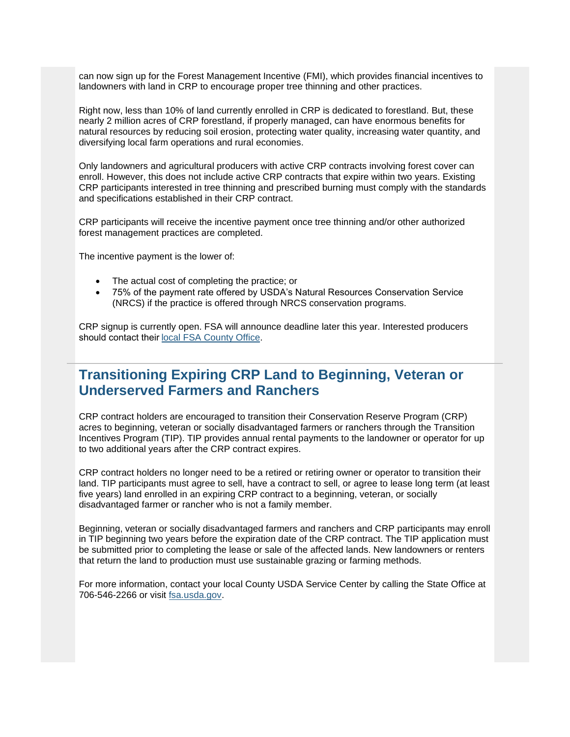can now sign up for the Forest Management Incentive (FMI), which provides financial incentives to landowners with land in CRP to encourage proper tree thinning and other practices.

Right now, less than 10% of land currently enrolled in CRP is dedicated to forestland. But, these nearly 2 million acres of CRP forestland, if properly managed, can have enormous benefits for natural resources by reducing soil erosion, protecting water quality, increasing water quantity, and diversifying local farm operations and rural economies.

Only landowners and agricultural producers with active CRP contracts involving forest cover can enroll. However, this does not include active CRP contracts that expire within two years. Existing CRP participants interested in tree thinning and prescribed burning must comply with the standards and specifications established in their CRP contract.

CRP participants will receive the incentive payment once tree thinning and/or other authorized forest management practices are completed.

The incentive payment is the lower of:

- The actual cost of completing the practice; or
- 75% of the payment rate offered by USDA's Natural Resources Conservation Service (NRCS) if the practice is offered through NRCS conservation programs.

CRP signup is currently open. FSA will announce deadline later this year. Interested producers should contact their local FSA County Office.

## Transitioning Expiring CRP Land to Beginning, Veteran or Underserved Farmers and Ranchers

CRP contract holders are encouraged to transition their Conservation Reserve Program (CRP) acres to beginning, veteran or socially disadvantaged farmers or ranchers through the Transition Incentives Program (TIP). TIP provides annual rental payments to the landowner or operator for up to two additional years after the CRP contract expires.

CRP contract holders no longer need to be a retired or retiring owner or operator to transition their land. TIP participants must agree to sell, have a contract to sell, or agree to lease long term (at least five years) land enrolled in an expiring CRP contract to a beginning, veteran, or socially disadvantaged farmer or rancher who is not a family member.

Beginning, veteran or socially disadvantaged farmers and ranchers and CRP participants may enroll in TIP beginning two years before the expiration date of the CRP contract. The TIP application must be submitted prior to completing the lease or sale of the affected lands. New landowners or renters that return the land to production must use sustainable grazing or farming methods.

For more information, contact your local County USDA Service Center by calling the State Office at 706-546-2266 or visit fsa.usda.gov.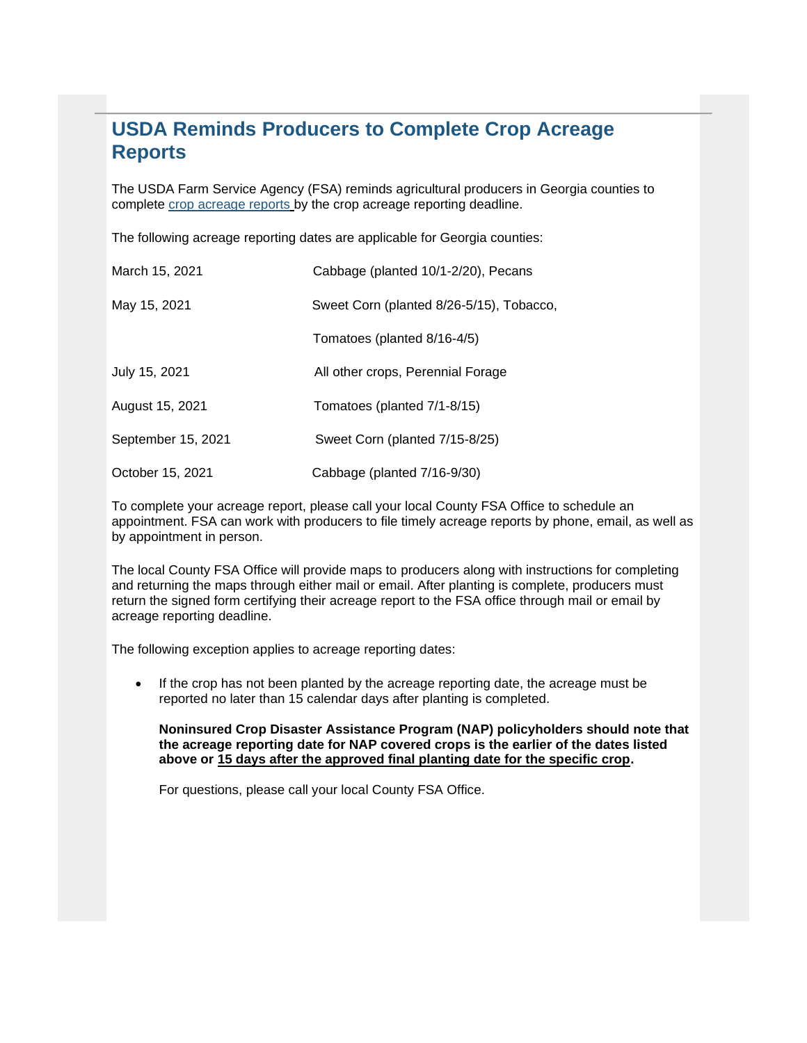## USDA Reminds Producers to Complete Crop Acreage Reports

The USDA Farm Service Agency (FSA) reminds agricultural producers in Georgia counties to complete crop acreage reports by the crop acreage reporting deadline.

The following acreage reporting dates are applicable for Georgia counties:

| | |
|---|---|
| March 15, 2021 | Cabbage (planted 10/1-2/20), Pecans |
| May 15, 2021 | Sweet Corn (planted 8/26-5/15), Tobacco, |
| | Tomatoes (planted 8/16-4/5) |
| July 15, 2021 | All other crops, Perennial Forage |
| August 15, 2021 | Tomatoes (planted 7/1-8/15) |
| September 15, 2021 | Sweet Corn (planted 7/15-8/25) |
| October 15, 2021 | Cabbage (planted 7/16-9/30) |

To complete your acreage report, please call your local County FSA Office to schedule an appointment. FSA can work with producers to file timely acreage reports by phone, email, as well as by appointment in person.

The local County FSA Office will provide maps to producers along with instructions for completing and returning the maps through either mail or email. After planting is complete, producers must return the signed form certifying their acreage report to the FSA office through mail or email by acreage reporting deadline.

The following exception applies to acreage reporting dates:

- If the crop has not been planted by the acreage reporting date, the acreage must be reported no later than 15 calendar days after planting is completed.

  **Noninsured Crop Disaster Assistance Program (NAP) policyholders should note that the acreage reporting date for NAP covered crops is the earlier of the dates listed above or 15 days after the approved final planting date for the specific crop.**

  For questions, please call your local County FSA Office.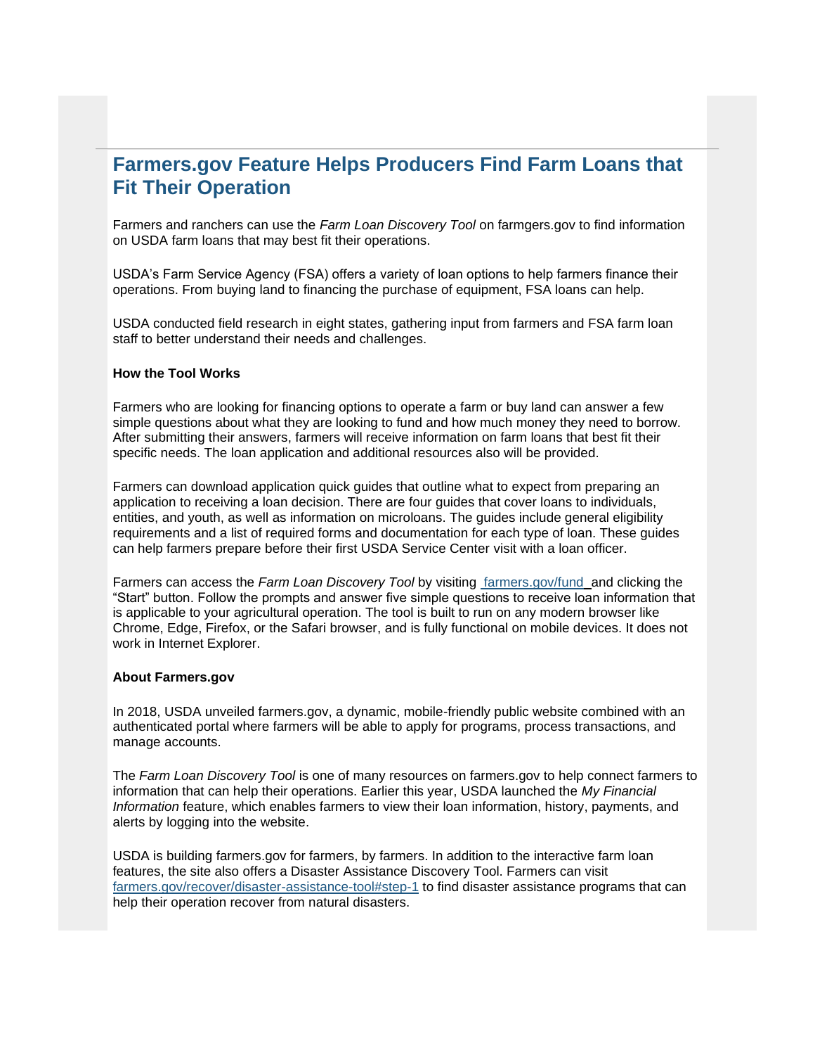## Farmers.gov Feature Helps Producers Find Farm Loans that Fit Their Operation

Farmers and ranchers can use the *Farm Loan Discovery Tool* on farmgers.gov to find information on USDA farm loans that may best fit their operations.

USDA's Farm Service Agency (FSA) offers a variety of loan options to help farmers finance their operations. From buying land to financing the purchase of equipment, FSA loans can help.

USDA conducted field research in eight states, gathering input from farmers and FSA farm loan staff to better understand their needs and challenges.

**How the Tool Works**

Farmers who are looking for financing options to operate a farm or buy land can answer a few simple questions about what they are looking to fund and how much money they need to borrow. After submitting their answers, farmers will receive information on farm loans that best fit their specific needs. The loan application and additional resources also will be provided.

Farmers can download application quick guides that outline what to expect from preparing an application to receiving a loan decision. There are four guides that cover loans to individuals, entities, and youth, as well as information on microloans. The guides include general eligibility requirements and a list of required forms and documentation for each type of loan. These guides can help farmers prepare before their first USDA Service Center visit with a loan officer.

Farmers can access the *Farm Loan Discovery Tool* by visiting farmers.gov/fund and clicking the "Start" button. Follow the prompts and answer five simple questions to receive loan information that is applicable to your agricultural operation. The tool is built to run on any modern browser like Chrome, Edge, Firefox, or the Safari browser, and is fully functional on mobile devices. It does not work in Internet Explorer.

**About Farmers.gov**

In 2018, USDA unveiled farmers.gov, a dynamic, mobile-friendly public website combined with an authenticated portal where farmers will be able to apply for programs, process transactions, and manage accounts.

The *Farm Loan Discovery Tool* is one of many resources on farmers.gov to help connect farmers to information that can help their operations. Earlier this year, USDA launched the *My Financial Information* feature, which enables farmers to view their loan information, history, payments, and alerts by logging into the website.

USDA is building farmers.gov for farmers, by farmers. In addition to the interactive farm loan features, the site also offers a Disaster Assistance Discovery Tool. Farmers can visit farmers.gov/recover/disaster-assistance-tool#step-1 to find disaster assistance programs that can help their operation recover from natural disasters.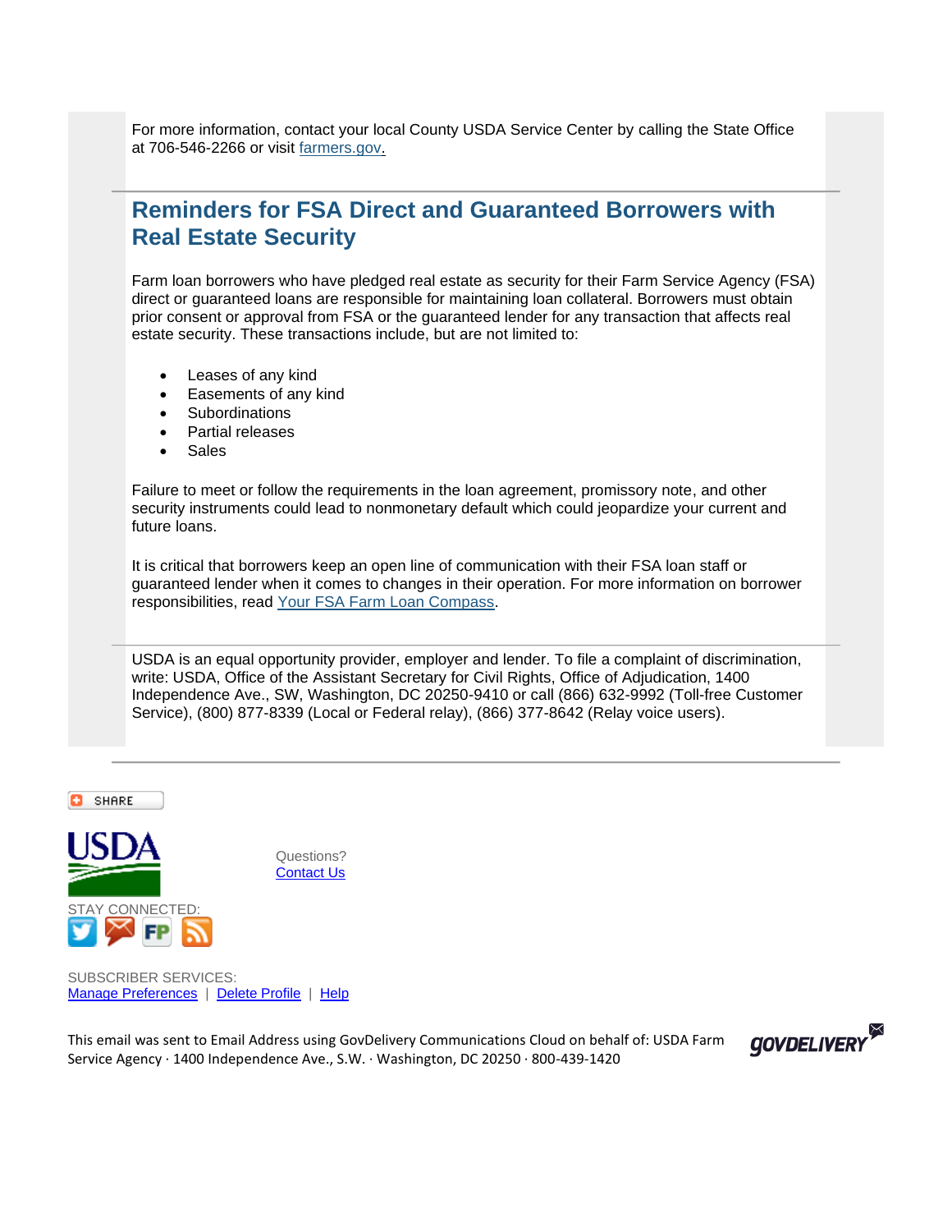For more information, contact your local County USDA Service Center by calling the State Office at 706-546-2266 or visit farmers.gov.

## Reminders for FSA Direct and Guaranteed Borrowers with Real Estate Security

Farm loan borrowers who have pledged real estate as security for their Farm Service Agency (FSA) direct or guaranteed loans are responsible for maintaining loan collateral. Borrowers must obtain prior consent or approval from FSA or the guaranteed lender for any transaction that affects real estate security. These transactions include, but are not limited to:

- Leases of any kind
- Easements of any kind
- Subordinations
- Partial releases
- Sales

Failure to meet or follow the requirements in the loan agreement, promissory note, and other security instruments could lead to nonmonetary default which could jeopardize your current and future loans.

It is critical that borrowers keep an open line of communication with their FSA loan staff or guaranteed lender when it comes to changes in their operation. For more information on borrower responsibilities, read Your FSA Farm Loan Compass.

USDA is an equal opportunity provider, employer and lender. To file a complaint of discrimination, write: USDA, Office of the Assistant Secretary for Civil Rights, Office of Adjudication, 1400 Independence Ave., SW, Washington, DC 20250-9410 or call (866) 632-9992 (Toll-free Customer Service), (800) 877-8339 (Local or Federal relay), (866) 377-8642 (Relay voice users).

SHARE

Questions?
Contact Us

STAY CONNECTED:

SUBSCRIBER SERVICES:
Manage Preferences | Delete Profile | Help

This email was sent to Email Address using GovDelivery Communications Cloud on behalf of: USDA Farm Service Agency · 1400 Independence Ave., S.W. · Washington, DC 20250 · 800-439-1420